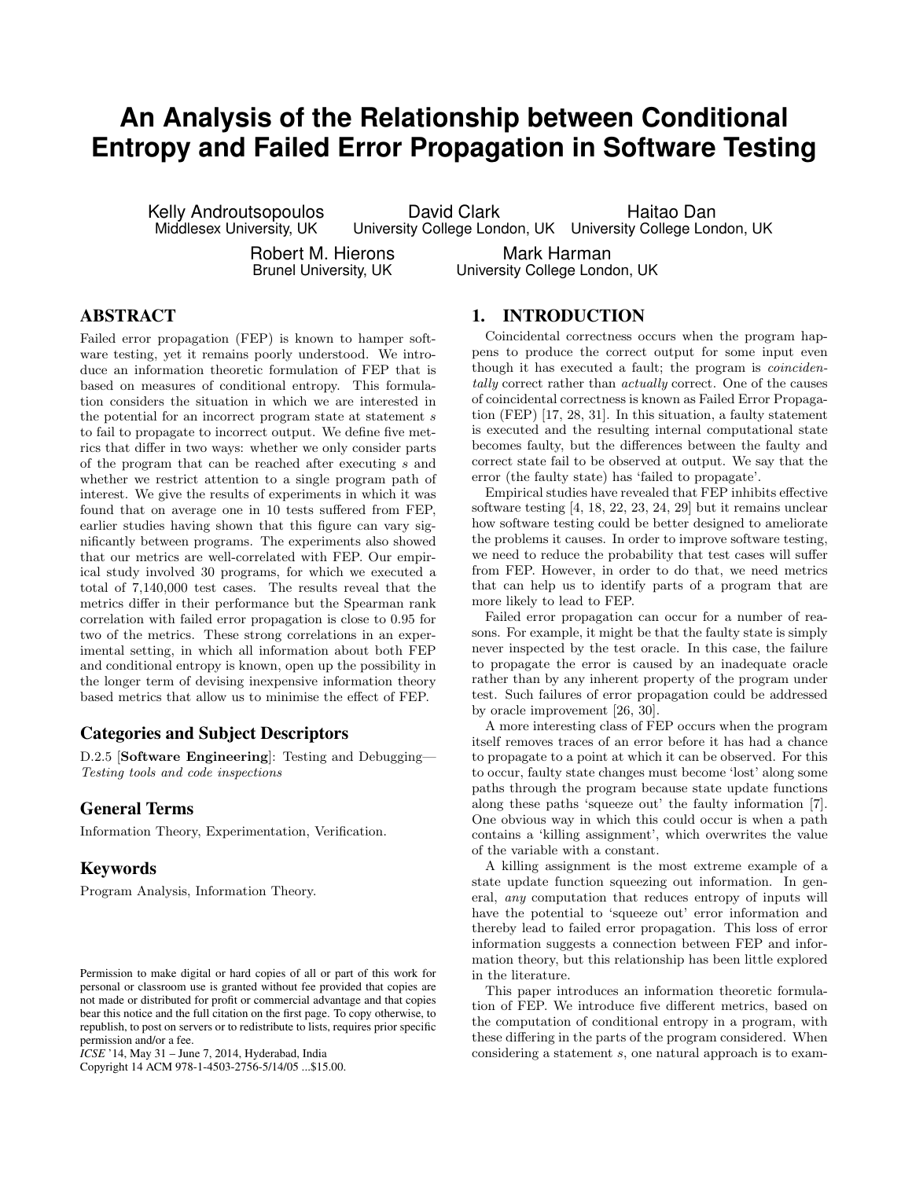# An Analysis of the Relationship between Conditional Entropy and Failed Error Propagation in Software Testing

Kelly Androutsopoulos
Middlesex University, UK

David Clark
University College London, UK

Haitao Dan
University College London, UK

Robert M. Hierons
Brunel University, UK

Mark Harman
University College London, UK

## ABSTRACT

Failed error propagation (FEP) is known to hamper software testing, yet it remains poorly understood. We introduce an information theoretic formulation of FEP that is based on measures of conditional entropy. This formulation considers the situation in which we are interested in the potential for an incorrect program state at statement $s$ to fail to propagate to incorrect output. We define five metrics that differ in two ways: whether we only consider parts of the program that can be reached after executing $s$ and whether we restrict attention to a single program path of interest. We give the results of experiments in which it was found that on average one in 10 tests suffered from FEP, earlier studies having shown that this figure can vary significantly between programs. The experiments also showed that our metrics are well-correlated with FEP. Our empirical study involved 30 programs, for which we executed a total of 7,140,000 test cases. The results reveal that the metrics differ in their performance but the Spearman rank correlation with failed error propagation is close to 0.95 for two of the metrics. These strong correlations in an experimental setting, in which all information about both FEP and conditional entropy is known, open up the possibility in the longer term of devising inexpensive information theory based metrics that allow us to minimise the effect of FEP.

### Categories and Subject Descriptors

D.2.5 [**Software Engineering**]: Testing and Debugging—*Testing tools and code inspections*

### General Terms

Information Theory, Experimentation, Verification.

### Keywords

Program Analysis, Information Theory.

Permission to make digital or hard copies of all or part of this work for personal or classroom use is granted without fee provided that copies are not made or distributed for profit or commercial advantage and that copies bear this notice and the full citation on the first page. To copy otherwise, to republish, to post on servers or to redistribute to lists, requires prior specific permission and/or a fee.
*ICSE* '14, May 31 – June 7, 2014, Hyderabad, India
Copyright 14 ACM 978-1-4503-2756-5/14/05 ...$15.00.

## 1. INTRODUCTION

Coincidental correctness occurs when the program happens to produce the correct output for some input even though it has executed a fault; the program is *coincidentally* correct rather than *actually* correct. One of the causes of coincidental correctness is known as Failed Error Propagation (FEP) [17, 28, 31]. In this situation, a faulty statement is executed and the resulting internal computational state becomes faulty, but the differences between the faulty and correct state fail to be observed at output. We say that the error (the faulty state) has 'failed to propagate'.

Empirical studies have revealed that FEP inhibits effective software testing [4, 18, 22, 23, 24, 29] but it remains unclear how software testing could be better designed to ameliorate the problems it causes. In order to improve software testing, we need to reduce the probability that test cases will suffer from FEP. However, in order to do that, we need metrics that can help us to identify parts of a program that are more likely to lead to FEP.

Failed error propagation can occur for a number of reasons. For example, it might be that the faulty state is simply never inspected by the test oracle. In this case, the failure to propagate the error is caused by an inadequate oracle rather than by any inherent property of the program under test. Such failures of error propagation could be addressed by oracle improvement [26, 30].

A more interesting class of FEP occurs when the program itself removes traces of an error before it has had a chance to propagate to a point at which it can be observed. For this to occur, faulty state changes must become 'lost' along some paths through the program because state update functions along these paths 'squeeze out' the faulty information [7]. One obvious way in which this could occur is when a path contains a 'killing assignment', which overwrites the value of the variable with a constant.

A killing assignment is the most extreme example of a state update function squeezing out information. In general, *any* computation that reduces entropy of inputs will have the potential to 'squeeze out' error information and thereby lead to failed error propagation. This loss of error information suggests a connection between FEP and information theory, but this relationship has been little explored in the literature.

This paper introduces an information theoretic formulation of FEP. We introduce five different metrics, based on the computation of conditional entropy in a program, with these differing in the parts of the program considered. When considering a statement $s$, one natural approach is to exam-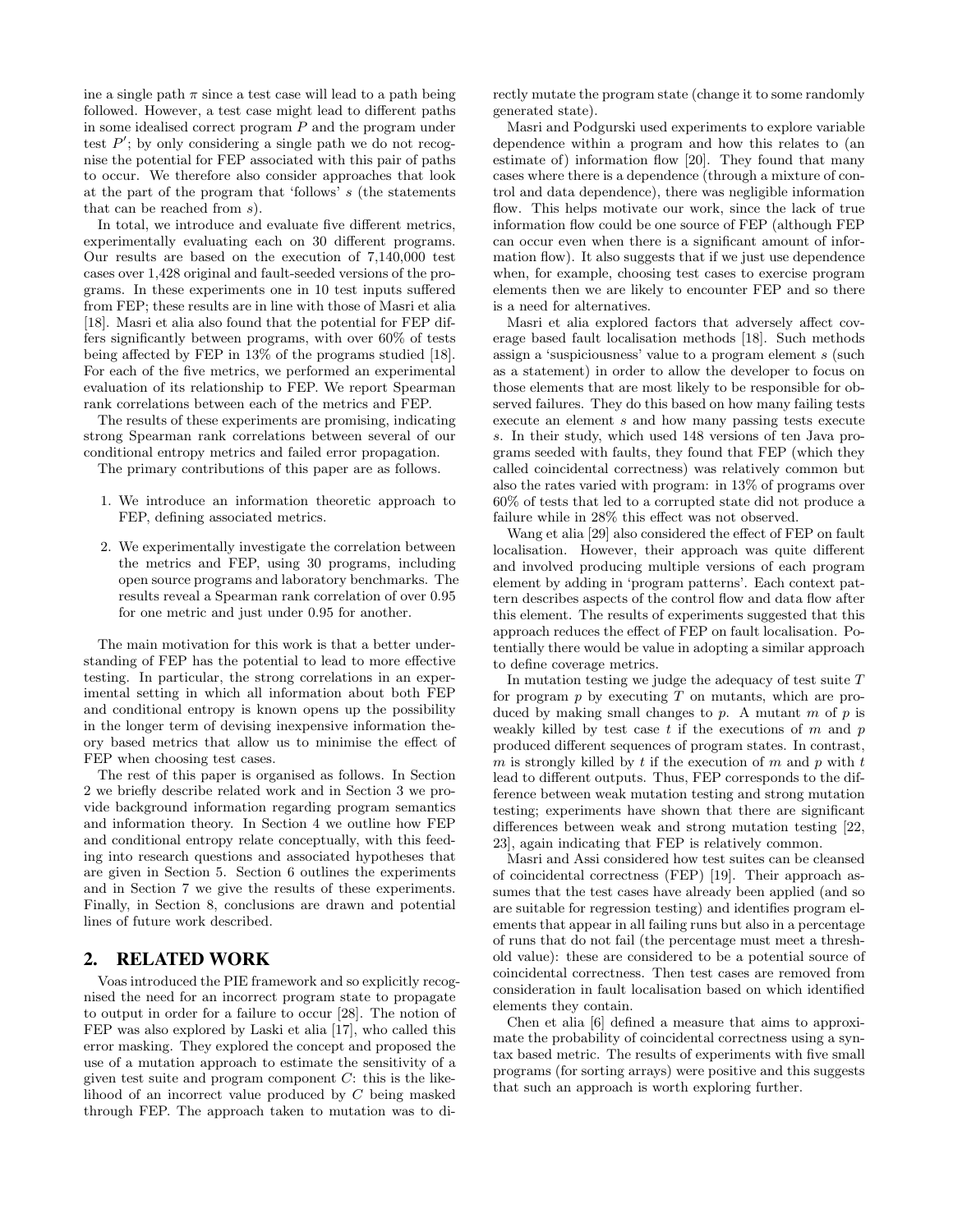ine a single path $\pi$ since a test case will lead to a path being followed. However, a test case might lead to different paths in some idealised correct program $P$ and the program under test $P'$; by only considering a single path we do not recognise the potential for FEP associated with this pair of paths to occur. We therefore also consider approaches that look at the part of the program that 'follows' $s$ (the statements that can be reached from $s$).

In total, we introduce and evaluate five different metrics, experimentally evaluating each on 30 different programs. Our results are based on the execution of 7,140,000 test cases over 1,428 original and fault-seeded versions of the programs. In these experiments one in 10 test inputs suffered from FEP; these results are in line with those of Masri et alia [18]. Masri et alia also found that the potential for FEP differs significantly between programs, with over 60% of tests being affected by FEP in 13% of the programs studied [18]. For each of the five metrics, we performed an experimental evaluation of its relationship to FEP. We report Spearman rank correlations between each of the metrics and FEP.

The results of these experiments are promising, indicating strong Spearman rank correlations between several of our conditional entropy metrics and failed error propagation.

The primary contributions of this paper are as follows.

1. We introduce an information theoretic approach to FEP, defining associated metrics.
2. We experimentally investigate the correlation between the metrics and FEP, using 30 programs, including open source programs and laboratory benchmarks. The results reveal a Spearman rank correlation of over 0.95 for one metric and just under 0.95 for another.

The main motivation for this work is that a better understanding of FEP has the potential to lead to more effective testing. In particular, the strong correlations in an experimental setting in which all information about both FEP and conditional entropy is known opens up the possibility in the longer term of devising inexpensive information theory based metrics that allow us to minimise the effect of FEP when choosing test cases.

The rest of this paper is organised as follows. In Section 2 we briefly describe related work and in Section 3 we provide background information regarding program semantics and information theory. In Section 4 we outline how FEP and conditional entropy relate conceptually, with this feeding into research questions and associated hypotheses that are given in Section 5. Section 6 outlines the experiments and in Section 7 we give the results of these experiments. Finally, in Section 8, conclusions are drawn and potential lines of future work described.

## 2. RELATED WORK

Voas introduced the PIE framework and so explicitly recognised the need for an incorrect program state to propagate to output in order for a failure to occur [28]. The notion of FEP was also explored by Laski et alia [17], who called this error masking. They explored the concept and proposed the use of a mutation approach to estimate the sensitivity of a given test suite and program component $C$: this is the likelihood of an incorrect value produced by $C$ being masked through FEP. The approach taken to mutation was to directly mutate the program state (change it to some randomly generated state).

Masri and Podgurski used experiments to explore variable dependence within a program and how this relates to (an estimate of) information flow [20]. They found that many cases where there is a dependence (through a mixture of control and data dependence), there was negligible information flow. This helps motivate our work, since the lack of true information flow could be one source of FEP (although FEP can occur even when there is a significant amount of information flow). It also suggests that if we just use dependence when, for example, choosing test cases to exercise program elements then we are likely to encounter FEP and so there is a need for alternatives.

Masri et alia explored factors that adversely affect coverage based fault localisation methods [18]. Such methods assign a 'suspiciousness' value to a program element $s$ (such as a statement) in order to allow the developer to focus on those elements that are most likely to be responsible for observed failures. They do this based on how many failing tests execute an element $s$ and how many passing tests execute $s$. In their study, which used 148 versions of ten Java programs seeded with faults, they found that FEP (which they called coincidental correctness) was relatively common but also the rates varied with program: in 13% of programs over 60% of tests that led to a corrupted state did not produce a failure while in 28% this effect was not observed.

Wang et alia [29] also considered the effect of FEP on fault localisation. However, their approach was quite different and involved producing multiple versions of each program element by adding in 'program patterns'. Each context pattern describes aspects of the control flow and data flow after this element. The results of experiments suggested that this approach reduces the effect of FEP on fault localisation. Potentially there would be value in adopting a similar approach to define coverage metrics.

In mutation testing we judge the adequacy of test suite $T$ for program $p$ by executing $T$ on mutants, which are produced by making small changes to $p$. A mutant $m$ of $p$ is weakly killed by test case $t$ if the executions of $m$ and $p$ produced different sequences of program states. In contrast, $m$ is strongly killed by $t$ if the execution of $m$ and $p$ with $t$ lead to different outputs. Thus, FEP corresponds to the difference between weak mutation testing and strong mutation testing; experiments have shown that there are significant differences between weak and strong mutation testing [22, 23], again indicating that FEP is relatively common.

Masri and Assi considered how test suites can be cleansed of coincidental correctness (FEP) [19]. Their approach assumes that the test cases have already been applied (and so are suitable for regression testing) and identifies program elements that appear in all failing runs but also in a percentage of runs that do not fail (the percentage must meet a threshold value): these are considered to be a potential source of coincidental correctness. Then test cases are removed from consideration in fault localisation based on which identified elements they contain.

Chen et alia [6] defined a measure that aims to approximate the probability of coincidental correctness using a syntax based metric. The results of experiments with five small programs (for sorting arrays) were positive and this suggests that such an approach is worth exploring further.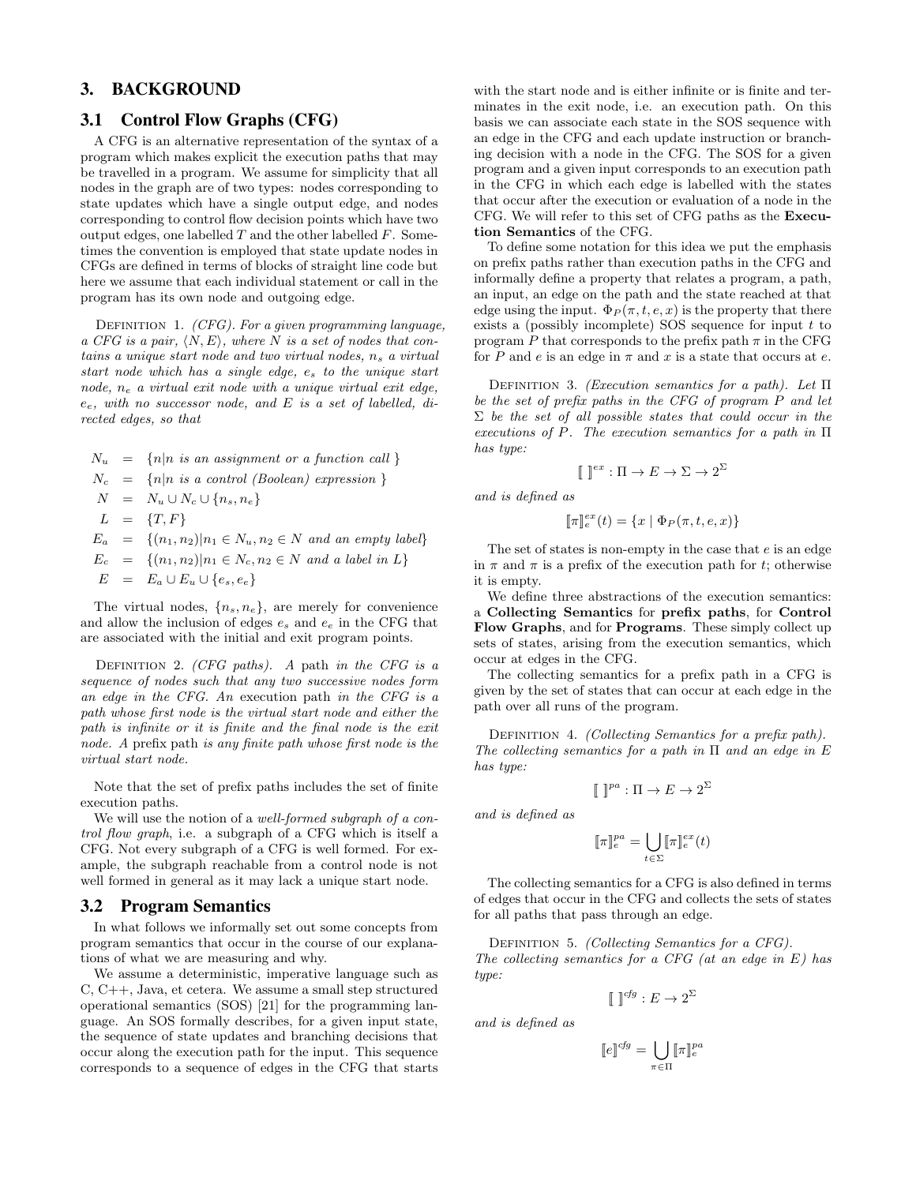## 3. BACKGROUND

### 3.1 Control Flow Graphs (CFG)

A CFG is an alternative representation of the syntax of a program which makes explicit the execution paths that may be travelled in a program. We assume for simplicity that all nodes in the graph are of two types: nodes corresponding to state updates which have a single output edge, and nodes corresponding to control flow decision points which have two output edges, one labelled $T$ and the other labelled $F$. Sometimes the convention is employed that state update nodes in CFGs are defined in terms of blocks of straight line code but here we assume that each individual statement or call in the program has its own node and outgoing edge.

Definition 1. *(CFG). For a given programming language, a CFG is a pair, $\langle N, E \rangle$, where $N$ is a set of nodes that contains a unique start node and two virtual nodes, $n_s$ a virtual start node which has a single edge, $e_s$ to the unique start node, $n_e$ a virtual exit node with a unique virtual exit edge, $e_e$, with no successor node, and $E$ is a set of labelled, directed edges, so that*

$$
\begin{aligned}
N_u &= \{n | n \text{ is an assignment or a function call}\} \\
N_c &= \{n | n \text{ is a control (Boolean) expression}\} \\
N &= N_u \cup N_c \cup \{n_s, n_e\} \\
L &= \{T, F\} \\
E_a &= \{(n_1, n_2) | n_1 \in N_u, n_2 \in N \text{ and an empty label}\} \\
E_c &= \{(n_1, n_2) | n_1 \in N_c, n_2 \in N \text{ and a label in } L\} \\
E &= E_a \cup E_u \cup \{e_s, e_e\}
\end{aligned}
$$

The virtual nodes, $\{n_s, n_e\}$, are merely for convenience and allow the inclusion of edges $e_s$ and $e_e$ in the CFG that are associated with the initial and exit program points.

Definition 2. *(CFG paths). A* path *in the CFG is a sequence of nodes such that any two successive nodes form an edge in the CFG. An* execution path *in the CFG is a path whose first node is the virtual start node and either the path is infinite or it is finite and the final node is the exit node. A* prefix path *is any finite path whose first node is the virtual start node.*

Note that the set of prefix paths includes the set of finite execution paths.

We will use the notion of a *well-formed subgraph of a control flow graph*, i.e. a subgraph of a CFG which is itself a CFG. Not every subgraph of a CFG is well formed. For example, the subgraph reachable from a control node is not well formed in general as it may lack a unique start node.

### 3.2 Program Semantics

In what follows we informally set out some concepts from program semantics that occur in the course of our explanations of what we are measuring and why.

We assume a deterministic, imperative language such as C, C++, Java, et cetera. We assume a small step structured operational semantics (SOS) [21] for the programming language. An SOS formally describes, for a given input state, the sequence of state updates and branching decisions that occur along the execution path for the input. This sequence corresponds to a sequence of edges in the CFG that starts with the start node and is either infinite or is finite and terminates in the exit node, i.e. an execution path. On this basis we can associate each state in the SOS sequence with an edge in the CFG and each update instruction or branching decision with a node in the CFG. The SOS for a given program and a given input corresponds to an execution path in the CFG in which each edge is labelled with the states that occur after the execution or evaluation of a node in the CFG. We will refer to this set of CFG paths as the **Execution Semantics** of the CFG.

To define some notation for this idea we put the emphasis on prefix paths rather than execution paths in the CFG and informally define a property that relates a program, a path, an input, an edge on the path and the state reached at that edge using the input. $\Phi_P(\pi, t, e, x)$ is the property that there exists a (possibly incomplete) SOS sequence for input $t$ to program $P$ that corresponds to the prefix path $\pi$ in the CFG for $P$ and $e$ is an edge in $\pi$ and $x$ is a state that occurs at $e$.

Definition 3. *(Execution semantics for a path). Let $\Pi$ be the set of prefix paths in the CFG of program $P$ and let $\Sigma$ be the set of all possible states that could occur in the executions of $P$. The execution semantics for a path in $\Pi$ has type:*

$$[\![\ ]\!]^{ex} : \Pi \to E \to \Sigma \to 2^{\Sigma}$$

*and is defined as*

$$[\![\pi]\!]^{ex}_e(t) = \{x \mid \Phi_P(\pi, t, e, x)\}$$

The set of states is non-empty in the case that $e$ is an edge in $\pi$ and $\pi$ is a prefix of the execution path for $t$; otherwise it is empty.

We define three abstractions of the execution semantics: a **Collecting Semantics** for **prefix paths**, for **Control Flow Graphs**, and for **Programs**. These simply collect up sets of states, arising from the execution semantics, which occur at edges in the CFG.

The collecting semantics for a prefix path in a CFG is given by the set of states that can occur at each edge in the path over all runs of the program.

Definition 4. *(Collecting Semantics for a prefix path). The collecting semantics for a path in $\Pi$ and an edge in $E$ has type:*

$$[\![\ ]\!]^{pa} : \Pi \to E \to 2^{\Sigma}$$

*and is defined as*

$$[\![\pi]\!]^{pa}_e = \bigcup_{t \in \Sigma} [\![\pi]\!]^{ex}_e(t)$$

The collecting semantics for a CFG is also defined in terms of edges that occur in the CFG and collects the sets of states for all paths that pass through an edge.

Definition 5. *(Collecting Semantics for a CFG). The collecting semantics for a CFG (at an edge in $E$) has type:*

$$[\![\ ]\!]^{cfg} : E \to 2^{\Sigma}$$

*and is defined as*

$$[\![e]\!]^{cfg} = \bigcup_{\pi \in \Pi} [\![\pi]\!]^{pa}_e$$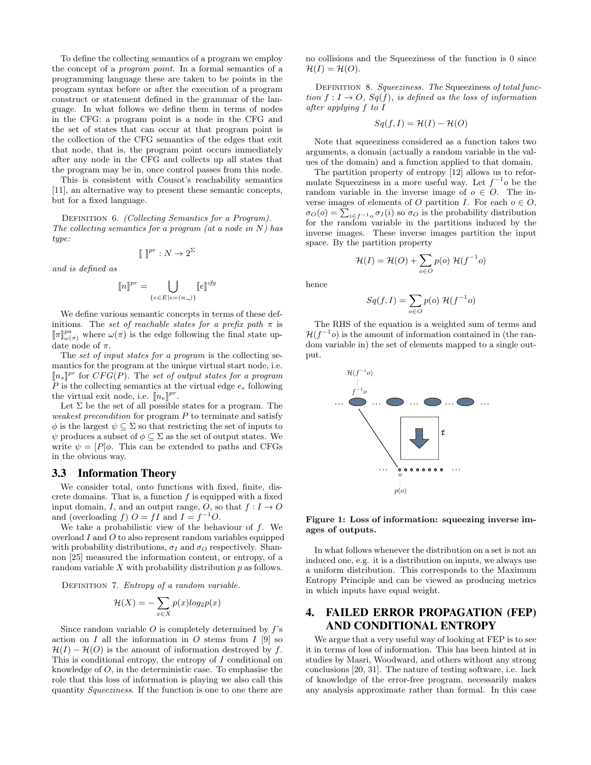To define the collecting semantics of a program we employ the concept of a *program point*. In a formal semantics of a programming language these are taken to be points in the program syntax before or after the execution of a program construct or statement defined in the grammar of the language. In what follows we define them in terms of nodes in the CFG: a program point is a node in the CFG and the set of states that can occur at that program point is the collection of the CFG semantics of the edges that exit that node, that is, the program point occurs immediately after any node in the CFG and collects up all states that the program may be in, once control passes from this node.

This is consistent with Cousot's reachability semantics [11], an alternative way to present these semantic concepts, but for a fixed language.

DEFINITION 6. *(Collecting Semantics for a Program). The collecting semantics for a program (at a node in $N$) has type:*

$$[\![\ ]\!]^{pr} : N \to 2^{\Sigma}$$

*and is defined as*

$$[\![n]\!]^{pr} = \bigcup_{\{e \in E | e=(n,\_)\}} [\![e]\!]^{cfg}$$

We define various semantic concepts in terms of these definitions. The *set of reachable states for a prefix path* $\pi$ is $[\![\pi]\!]^{pa}_{\omega(\pi)}$ where $\omega(\pi)$ is the edge following the final state update node of $\pi$.

The *set of input states for a program* is the collecting semantics for the program at the unique virtual start node, i.e. $[\![n_s]\!]^{pr}$ for $CFG(P)$. The *set of output states for a program* $P$ is the collecting semantics at the virtual edge $e_e$ following the virtual exit node, i.e. $[\![n_e]\!]^{pr}$.

Let $\Sigma$ be the set of all possible states for a program. The *weakest precondition* for program $P$ to terminate and satisfy $\phi$ is the largest $\psi \subseteq \Sigma$ so that restricting the set of inputs to $\psi$ produces a subset of $\phi \subseteq \Sigma$ as the set of output states. We write $\psi = [P]\phi$. This can be extended to paths and CFGs in the obvious way.

### 3.3 Information Theory

We consider total, onto functions with fixed, finite, discrete domains. That is, a function $f$ is equipped with a fixed input domain, $I$, and an output range, $O$, so that $f : I \to O$ and (overloading $f$) $O = fI$ and $I = f^{-1}O$.

We take a probabilistic view of the behaviour of $f$. We overload $I$ and $O$ to also represent random variables equipped with probability distributions, $\sigma_I$ and $\sigma_O$ respectively. Shannon [25] measured the information content, or entropy, of a random variable $X$ with probability distribution $p$ as follows.

DEFINITION 7. *Entropy of a random variable.*

$$\mathcal{H}(X) = -\sum_{x \in X} p(x) log_2 p(x)$$

Since random variable $O$ is completely determined by $f$'s action on $I$ all the information in $O$ stems from $I$ [9] so $\mathcal{H}(I) - \mathcal{H}(O)$ is the amount of information destroyed by $f$. This is conditional entropy, the entropy of $I$ conditional on knowledge of $O$, in the deterministic case. To emphasise the role that this loss of information is playing we also call this quantity *Squeeziness*. If the function is one to one there are no collisions and the Squeeziness of the function is 0 since $\mathcal{H}(I) = \mathcal{H}(O)$.

DEFINITION 8. *Squeeziness. The* Squeeziness *of total function $f : I \to O$, $Sq(f)$, is defined as the loss of information after applying $f$ to $I$*

$$Sq(f, I) = \mathcal{H}(I) - \mathcal{H}(O)$$

Note that squeeziness considered as a function takes two arguments, a domain (actually a random variable in the values of the domain) and a function applied to that domain.

The partition property of entropy [12] allows us to reformulate Squeeziness in a more useful way. Let $f^{-1}o$ be the random variable in the inverse image of $o \in O$. The inverse images of elements of $O$ partition $I$. For each $o \in O$, $\sigma_O(o) = \sum_{i \in f^{-1}o} \sigma_I(i)$ so $\sigma_O$ is the probability distribution for the random variable in the partitions induced by the inverse images. These inverse images partition the input space. By the partition property

$$\mathcal{H}(I) = \mathcal{H}(O) + \sum_{o \in O} p(o)\ \mathcal{H}(f^{-1}o)$$

hence

$$Sq(f, I) = \sum_{o \in O} p(o)\ \mathcal{H}(f^{-1}o)$$

The RHS of the equation is a weighted sum of terms and $\mathcal{H}(f^{-1}o)$ is the amount of information contained in (the random variable in) the set of elements mapped to a single output.

**Figure 1: Loss of information: squeezing inverse images of outputs.**

In what follows whenever the distribution on a set is not an induced one, e.g. it is a distribution on inputs, we always use a uniform distribution. This corresponds to the Maximum Entropy Principle and can be viewed as producing metrics in which inputs have equal weight.

## 4. FAILED ERROR PROPAGATION (FEP) AND CONDITIONAL ENTROPY

We argue that a very useful way of looking at FEP is to see it in terms of loss of information. This has been hinted at in studies by Masri, Woodward, and others without any strong conclusions [20, 31]. The nature of testing software, i.e. lack of knowledge of the error-free program, necessarily makes any analysis approximate rather than formal. In this case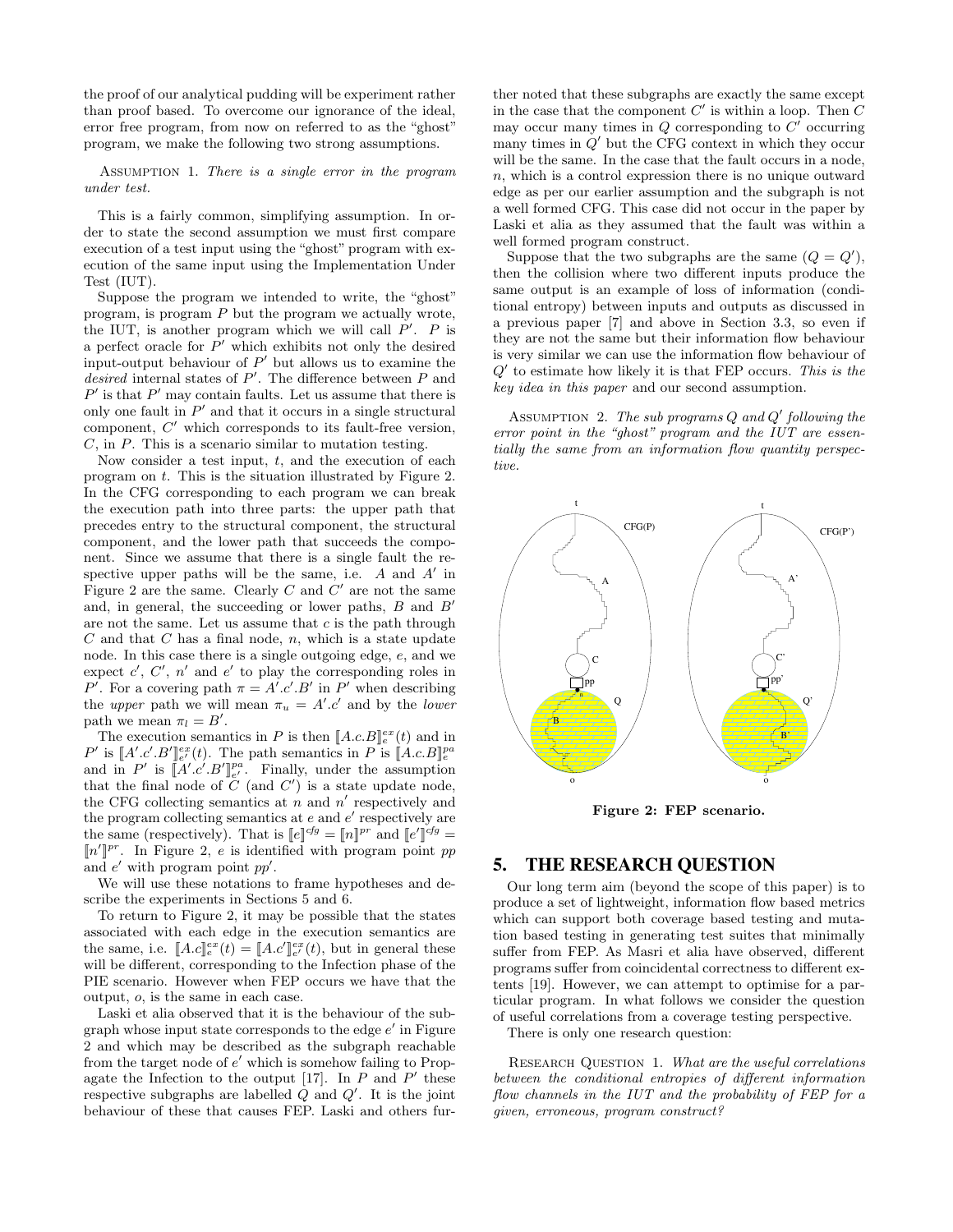the proof of our analytical pudding will be experiment rather than proof based. To overcome our ignorance of the ideal, error free program, from now on referred to as the "ghost" program, we make the following two strong assumptions.

Assumption 1. *There is a single error in the program under test.*

This is a fairly common, simplifying assumption. In order to state the second assumption we must first compare execution of a test input using the "ghost" program with execution of the same input using the Implementation Under Test (IUT).

Suppose the program we intended to write, the "ghost" program, is program $P$ but the program we actually wrote, the IUT, is another program which we will call $P'$. $P$ is a perfect oracle for $P'$ which exhibits not only the desired input-output behaviour of $P'$ but allows us to examine the *desired* internal states of $P'$. The difference between $P$ and $P'$ is that $P'$ may contain faults. Let us assume that there is only one fault in $P'$ and that it occurs in a single structural component, $C'$ which corresponds to its fault-free version, $C$, in $P$. This is a scenario similar to mutation testing.

Now consider a test input, $t$, and the execution of each program on $t$. This is the situation illustrated by Figure 2. In the CFG corresponding to each program we can break the execution path into three parts: the upper path that precedes entry to the structural component, the structural component, and the lower path that succeeds the component. Since we assume that there is a single fault the respective upper paths will be the same, i.e. $A$ and $A'$ in Figure 2 are the same. Clearly $C$ and $C'$ are not the same and, in general, the succeeding or lower paths, $B$ and $B'$ are not the same. Let us assume that $c$ is the path through $C$ and that $C$ has a final node, $n$, which is a state update node. In this case there is a single outgoing edge, $e$, and we expect $c'$, $C'$, $n'$ and $e'$ to play the corresponding roles in $P'$. For a covering path $\pi = A'.c'.B'$ in $P'$ when describing the *upper* path we will mean $\pi_u = A'.c'$ and by the *lower* path we mean $\pi_l = B'$.

The execution semantics in $P$ is then $[\![A.c.B]\!]^{ex}_{e}(t)$ and in $P'$ is $[\![A'.c'.B']\!]^{ex}_{e'}(t)$. The path semantics in $P$ is $[\![A.c.B]\!]^{pa}_{e}$ and in $P'$ is $[\![A'.c'.B']\!]^{pa}_{e'}$. Finally, under the assumption that the final node of $C$ (and $C'$) is a state update node, the CFG collecting semantics at $n$ and $n'$ respectively and the program collecting semantics at $e$ and $e'$ respectively are the same (respectively). That is $[\![e]\!]^{cfg} = [\![n]\!]^{pr}$ and $[\![e']\!]^{cfg} = [\![n']\!]^{pr}$. In Figure 2, $e$ is identified with program point $pp$ and $e'$ with program point $pp'$.

We will use these notations to frame hypotheses and describe the experiments in Sections 5 and 6.

To return to Figure 2, it may be possible that the states associated with each edge in the execution semantics are the same, i.e. $[\![A.c]\!]^{ex}_{e}(t) = [\![A.c']\!]^{ex}_{e'}(t)$, but in general these will be different, corresponding to the Infection phase of the PIE scenario. However when FEP occurs we have that the output, $o$, is the same in each case.

Laski et alia observed that it is the behaviour of the subgraph whose input state corresponds to the edge $e'$ in Figure 2 and which may be described as the subgraph reachable from the target node of $e'$ which is somehow failing to Propagate the Infection to the output [17]. In $P$ and $P'$ these respective subgraphs are labelled $Q$ and $Q'$. It is the joint behaviour of these that causes FEP. Laski and others further noted that these subgraphs are exactly the same except in the case that the component $C'$ is within a loop. Then $C$ may occur many times in $Q$ corresponding to $C'$ occurring many times in $Q'$ but the CFG context in which they occur will be the same. In the case that the fault occurs in a node, $n$, which is a control expression there is no unique outward edge as per our earlier assumption and the subgraph is not a well formed CFG. This case did not occur in the paper by Laski et alia as they assumed that the fault was within a well formed program construct.

Suppose that the two subgraphs are the same ($Q = Q'$), then the collision where two different inputs produce the same output is an example of loss of information (conditional entropy) between inputs and outputs as discussed in a previous paper [7] and above in Section 3.3, so even if they are not the same but their information flow behaviour is very similar we can use the information flow behaviour of $Q'$ to estimate how likely it is that FEP occurs. *This is the key idea in this paper* and our second assumption.

Assumption 2. *The sub programs $Q$ and $Q'$ following the error point in the "ghost" program and the IUT are essentially the same from an information flow quantity perspective.*

**Figure 2: FEP scenario.**

## 5. THE RESEARCH QUESTION

Our long term aim (beyond the scope of this paper) is to produce a set of lightweight, information flow based metrics which can support both coverage based testing and mutation based testing in generating test suites that minimally suffer from FEP. As Masri et alia have observed, different programs suffer from coincidental correctness to different extents [19]. However, we can attempt to optimise for a particular program. In what follows we consider the question of useful correlations from a coverage testing perspective.

There is only one research question:

Research Question 1. *What are the useful correlations between the conditional entropies of different information flow channels in the IUT and the probability of FEP for a given, erroneous, program construct?*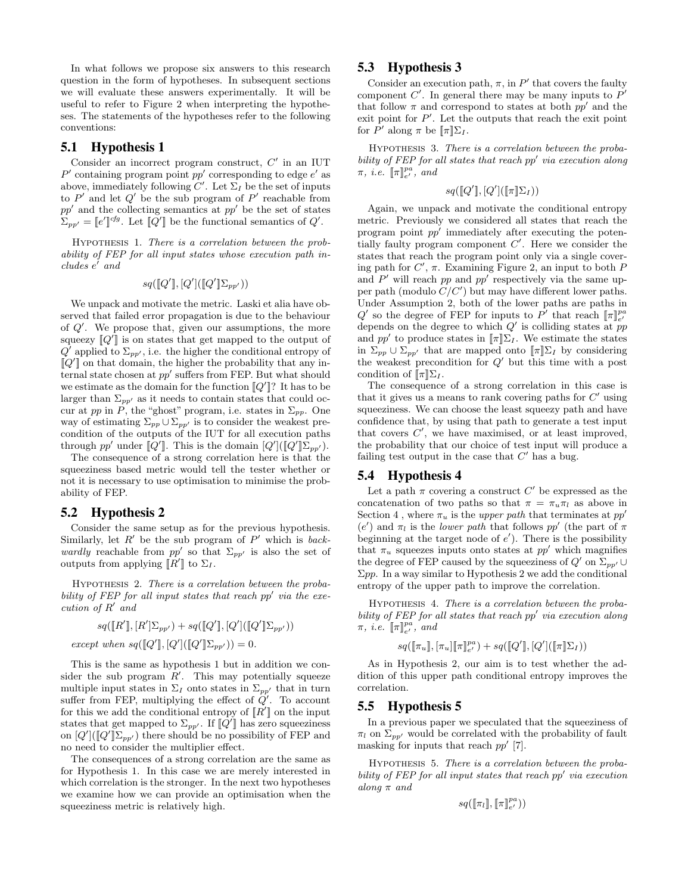In what follows we propose six answers to this research question in the form of hypotheses. In subsequent sections we will evaluate these answers experimentally. It will be useful to refer to Figure 2 when interpreting the hypotheses. The statements of the hypotheses refer to the following conventions:

## 5.1 Hypothesis 1

Consider an incorrect program construct, $C'$ in an IUT $P'$ containing program point $pp'$ corresponding to edge $e'$ as above, immediately following $C'$. Let $\Sigma_I$ be the set of inputs to $P'$ and let $Q'$ be the sub program of $P'$ reachable from $pp'$ and the collecting semantics at $pp'$ be the set of states $\Sigma_{pp'} = [\![e']\!]^{cfg}$. Let $[\![Q']\!]$ be the functional semantics of $Q'$.

Hypothesis 1. *There is a correlation between the probability of FEP for all input states whose execution path includes $e'$ and*

$$sq([\![Q']\!], [Q']([\![Q']\!]\Sigma_{pp'}))$$

We unpack and motivate the metric. Laski et alia have observed that failed error propagation is due to the behaviour of $Q'$. We propose that, given our assumptions, the more squeezy $[\![Q']\!]$ is on states that get mapped to the output of $Q'$ applied to $\Sigma_{pp'}$, i.e. the higher the conditional entropy of $[\![Q']\!]$ on that domain, the higher the probability that any internal state chosen at $pp'$ suffers from FEP. But what should we estimate as the domain for the function $[\![Q']\!]$? It has to be larger than $\Sigma_{pp'}$ as it needs to contain states that could occur at $pp$ in $P$, the "ghost" program, i.e. states in $\Sigma_{pp}$. One way of estimating $\Sigma_{pp} \cup \Sigma_{pp'}$ is to consider the weakest precondition of the outputs of the IUT for all execution paths through $pp'$ under $[\![Q']\!]$. This is the domain $[Q']([\![Q']\!]\Sigma_{pp'})$.

The consequence of a strong correlation here is that the squeeziness based metric would tell the tester whether or not it is necessary to use optimisation to minimise the probability of FEP.

## 5.2 Hypothesis 2

Consider the same setup as for the previous hypothesis. Similarly, let $R'$ be the sub program of $P'$ which is *backwardly* reachable from $pp'$ so that $\Sigma_{pp'}$ is also the set of outputs from applying $[\![R']\!]$ to $\Sigma_I$.

Hypothesis 2. *There is a correlation between the probability of FEP for all input states that reach $pp'$ via the execution of $R'$ and*

$$sq([\![R']\!], [R']\Sigma_{pp'}) + sq([\![Q']\!], [Q']([\![Q']\!]\Sigma_{pp'}))$$

*except when* $sq([\![Q']\!], [Q']([\![Q']\!]\Sigma_{pp'})) = 0$.

This is the same as hypothesis 1 but in addition we consider the sub program $R'$. This may potentially squeeze multiple input states in $\Sigma_I$ onto states in $\Sigma_{pp'}$ that in turn suffer from FEP, multiplying the effect of $Q'$. To account for this we add the conditional entropy of $[\![R']\!]$ on the input states that get mapped to $\Sigma_{pp'}$. If $[\![Q']\!]$ has zero squeeziness on $[Q']([\![Q']\!]\Sigma_{pp'})$ there should be no possibility of FEP and no need to consider the multiplier effect.

The consequences of a strong correlation are the same as for Hypothesis 1. In this case we are merely interested in which correlation is the stronger. In the next two hypotheses we examine how we can provide an optimisation when the squeeziness metric is relatively high.

## 5.3 Hypothesis 3

Consider an execution path, $\pi$, in $P'$ that covers the faulty component $C'$. In general there may be many inputs to $P'$ that follow $\pi$ and correspond to states at both $pp'$ and the exit point for $P'$. Let the outputs that reach the exit point for $P'$ along $\pi$ be $[\![\pi]\!]\Sigma_I$.

Hypothesis 3. *There is a correlation between the probability of FEP for all states that reach $pp'$ via execution along $\pi$, i.e. $[\![\pi]\!]^{pa}_{e'}$, and*

$$sq([\![Q']\!], [Q']([\![\pi]\!]\Sigma_I))$$

Again, we unpack and motivate the conditional entropy metric. Previously we considered all states that reach the program point $pp'$ immediately after executing the potentially faulty program component $C'$. Here we consider the states that reach the program point only via a single covering path for $C'$, $\pi$. Examining Figure 2, an input to both $P$ and $P'$ will reach $pp$ and $pp'$ respectively via the same upper path (modulo $C/C'$) but may have different lower paths. Under Assumption 2, both of the lower paths are paths in $Q'$ so the degree of FEP for inputs to $P'$ that reach $[\![\pi]\!]^{pa}_{e'}$ depends on the degree to which $Q'$ is colliding states at $pp$ and $pp'$ to produce states in $[\![\pi]\!]\Sigma_I$. We estimate the states in $\Sigma_{pp} \cup \Sigma_{pp'}$ that are mapped onto $[\![\pi]\!]\Sigma_I$ by considering the weakest precondition for $Q'$ but this time with a post condition of $[\![\pi]\!]\Sigma_I$.

The consequence of a strong correlation in this case is that it gives us a means to rank covering paths for $C'$ using squeeziness. We can choose the least squeezy path and have confidence that, by using that path to generate a test input that covers $C'$, we have maximised, or at least improved, the probability that our choice of test input will produce a failing test output in the case that $C'$ has a bug.

## 5.4 Hypothesis 4

Let a path $\pi$ covering a construct $C'$ be expressed as the concatenation of two paths so that $\pi = \pi_u\pi_l$ as above in Section 4 , where $\pi_u$ is the *upper path* that terminates at $pp'$ ($e'$) and $\pi_l$ is the *lower path* that follows $pp'$ (the part of $\pi$ beginning at the target node of $e'$). There is the possibility that $\pi_u$ squeezes inputs onto states at $pp'$ which magnifies the degree of FEP caused by the squeeziness of $Q'$ on $\Sigma_{pp'} \cup \Sigma pp$. In a way similar to Hypothesis 2 we add the conditional entropy of the upper path to improve the correlation.

Hypothesis 4. *There is a correlation between the probability of FEP for all states that reach $pp'$ via execution along $\pi$, i.e. $[\![\pi]\!]^{pa}_{e'}$, and*

$$sq([\![\pi_u]\!], [\pi_u][\![\pi]\!]^{pa}_{e'}) + sq([\![Q']\!], [Q']([\![\pi]\!]\Sigma_I))$$

As in Hypothesis 2, our aim is to test whether the addition of this upper path conditional entropy improves the correlation.

## 5.5 Hypothesis 5

In a previous paper we speculated that the squeeziness of $\pi_l$ on $\Sigma_{pp'}$ would be correlated with the probability of fault masking for inputs that reach $pp'$ [7].

Hypothesis 5. *There is a correlation between the probability of FEP for all input states that reach $pp'$ via execution along $\pi$ and*

$$sq([\![\pi_l]\!], [\![\pi]\!]^{pa}_{e'}))$$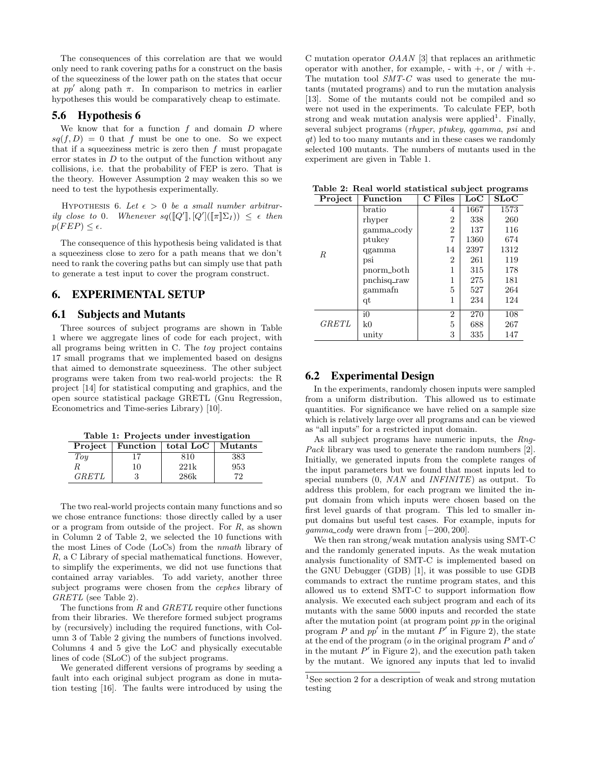The consequences of this correlation are that we would only need to rank covering paths for a construct on the basis of the squeeziness of the lower path on the states that occur at $pp'$ along path $\pi$. In comparison to metrics in earlier hypotheses this would be comparatively cheap to estimate.

## 5.6 Hypothesis 6

We know that for a function $f$ and domain $D$ where $sq(f, D) = 0$ that $f$ must be one to one. So we expect that if a squeeziness metric is zero then $f$ must propagate error states in $D$ to the output of the function without any collisions, i.e. that the probability of FEP is zero. That is the theory. However Assumption 2 may weaken this so we need to test the hypothesis experimentally.

Hypothesis 6. *Let $\epsilon > 0$ be a small number arbitrarily close to 0. Whenever $sq([\![Q']\!], [Q']([\![\pi]\!]\Sigma_I)) \leq \epsilon$ then $p(FEP) \leq \epsilon$.*

The consequence of this hypothesis being validated is that a squeeziness close to zero for a path means that we don't need to rank the covering paths but can simply use that path to generate a test input to cover the program construct.

# 6. EXPERIMENTAL SETUP

## 6.1 Subjects and Mutants

Three sources of subject programs are shown in Table 1 where we aggregate lines of code for each project, with all programs being written in C. The *toy* project contains 17 small programs that we implemented based on designs that aimed to demonstrate squeeziness. The other subject programs were taken from two real-world projects: the R project [14] for statistical computing and graphics, and the open source statistical package GRETL (Gnu Regression, Econometrics and Time-series Library) [10].

**Table 1: Projects under investigation**

| Project | Function | total LoC | Mutants |
|---|---|---|---|
| *Toy* | 17 | 810 | 383 |
| *R* | 10 | 221k | 953 |
| *GRETL* | 3 | 286k | 72 |

The two real-world projects contain many functions and so we chose entrance functions: those directly called by a user or a program from outside of the project. For *R*, as shown in Column 2 of Table 2, we selected the 10 functions with the most Lines of Code (LoCs) from the *nmath* library of *R*, a C Library of special mathematical functions. However, to simplify the experiments, we did not use functions that contained array variables. To add variety, another three subject programs were chosen from the *cephes* library of *GRETL* (see Table 2).

The functions from *R* and *GRETL* require other functions from their libraries. We therefore formed subject programs by (recursively) including the required functions, with Column 3 of Table 2 giving the numbers of functions involved. Columns 4 and 5 give the LoC and physically executable lines of code (SLoC) of the subject programs.

We generated different versions of programs by seeding a fault into each original subject program as done in mutation testing [16]. The faults were introduced by using the C mutation operator *OAAN* [3] that replaces an arithmetic operator with another, for example, - with +, or / with +. The mutation tool *SMT-C* was used to generate the mutants (mutated programs) and to run the mutation analysis [13]. Some of the mutants could not be compiled and so were not used in the experiments. To calculate FEP, both strong and weak mutation analysis were applied[1]. Finally, several subject programs (*rhyper*, *ptukey*, *qgamma*, *psi* and *qt*) led to too many mutants and in these cases we randomly selected 100 mutants. The numbers of mutants used in the experiment are given in Table 1.

**Table 2: Real world statistical subject programs**

| Project | Function | C Files | LoC | SLoC |
|---|---|---|---|---|
| *R* | bratio | 4 | 1667 | 1573 |
| | rhyper | 2 | 338 | 260 |
| | gamma_cody | 2 | 137 | 116 |
| | ptukey | 7 | 1360 | 674 |
| | qgamma | 14 | 2397 | 1312 |
| | psi | 2 | 261 | 119 |
| | pnorm_both | 1 | 315 | 178 |
| | pnchisq_raw | 1 | 275 | 181 |
| | gammafn | 5 | 527 | 264 |
| | qt | 1 | 234 | 124 |
| *GRETL* | i0 | 2 | 270 | 108 |
| | k0 | 5 | 688 | 267 |
| | unity | 3 | 335 | 147 |

## 6.2 Experimental Design

In the experiments, randomly chosen inputs were sampled from a uniform distribution. This allowed us to estimate quantities. For significance we have relied on a sample size which is relatively large over all programs and can be viewed as "all inputs" for a restricted input domain.

As all subject programs have numeric inputs, the *RngPack* library was used to generate the random numbers [2]. Initially, we generated inputs from the complete ranges of the input parameters but we found that most inputs led to special numbers (0, *NAN* and *INFINITE*) as output. To address this problem, for each program we limited the input domain from which inputs were chosen based on the first level guards of that program. This led to smaller input domains but useful test cases. For example, inputs for *gamma_cody* were drawn from $[-200, 200]$.

We then ran strong/weak mutation analysis using SMT-C and the randomly generated inputs. As the weak mutation analysis functionality of SMT-C is implemented based on the GNU Debugger (GDB) [1], it was possible to use GDB commands to extract the runtime program states, and this allowed us to extend SMT-C to support information flow analysis. We executed each subject program and each of its mutants with the same 5000 inputs and recorded the state after the mutation point (at program point $pp$ in the original program $P$ and $pp'$ in the mutant $P'$ in Figure 2), the state at the end of the program ($o$ in the original program $P$ and $o'$ in the mutant $P'$ in Figure 2), and the execution path taken by the mutant. We ignored any inputs that led to invalid

[1] See section 2 for a description of weak and strong mutation testing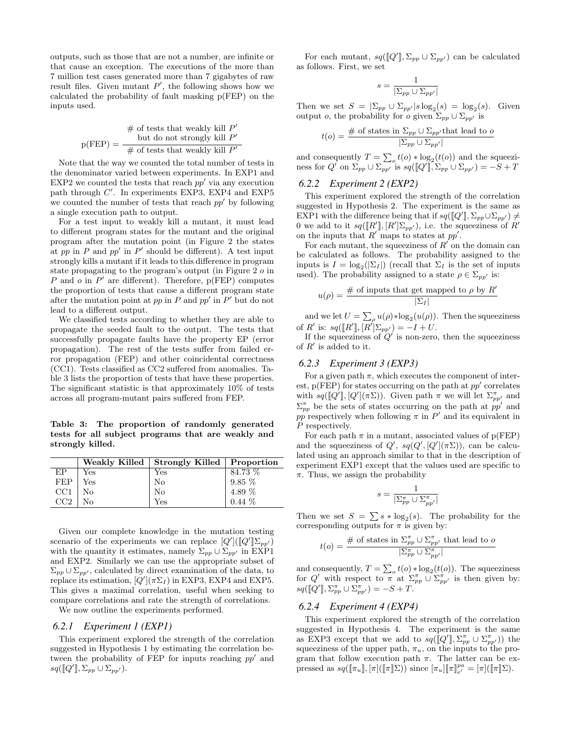outputs, such as those that are not a number, are infinite or that cause an exception. The executions of the more than 7 million test cases generated more than 7 gigabytes of raw result files. Given mutant $P'$, the following shows how we calculated the probability of fault masking p(FEP) on the inputs used.

$$\text{p(FEP)} = \frac{\text{\# of tests that weakly kill } P' \text{ but do not strongly kill } P'}{\text{\# of tests that weakly kill } P'}$$

Note that the way we counted the total number of tests in the denominator varied between experiments. In EXP1 and EXP2 we counted the tests that reach $pp'$ via any execution path through $C'$. In experiments EXP3, EXP4 and EXP5 we counted the number of tests that reach $pp'$ by following a single execution path to output.

For a test input to weakly kill a mutant, it must lead to different program states for the mutant and the original program after the mutation point (in Figure 2 the states at $pp$ in $P$ and $pp'$ in $P'$ should be different). A test input strongly kills a mutant if it leads to this difference in program state propagating to the program's output (in Figure 2 $o$ in $P$ and $o$ in $P'$ are different). Therefore, p(FEP) computes the proportion of tests that cause a different program state after the mutation point at $pp$ in $P$ and $pp'$ in $P'$ but do not lead to a different output.

We classified tests according to whether they are able to propagate the seeded fault to the output. The tests that successfully propagate faults have the property EP (error propagation). The rest of the tests suffer from failed error propagation (FEP) and other coincidental correctness (CC1). Tests classified as CC2 suffered from anomalies. Table 3 lists the proportion of tests that have these properties. The significant statistic is that approximately 10% of tests across all program-mutant pairs suffered from FEP.

**Table 3: The proportion of randomly generated tests for all subject programs that are weakly and strongly killed.**

| | Weakly Killed | Strongly Killed | Proportion |
|---|---|---|---|
| EP | Yes | Yes | 84.73 % |
| FEP | Yes | No | 9.85 % |
| CC1 | No | No | 4.89 % |
| CC2 | No | Yes | 0.44 % |

Given our complete knowledge in the mutation testing scenario of the experiments we can replace $[Q'](\llbracket Q' \rrbracket \Sigma_{pp'})$ with the quantity it estimates, namely $\Sigma_{pp} \cup \Sigma_{pp'}$ in EXP1 and EXP2. Similarly we can use the appropriate subset of $\Sigma_{pp} \cup \Sigma_{pp'}$, calculated by direct examination of the data, to replace its estimation, $[Q'](\pi\Sigma_I)$ in EXP3, EXP4 and EXP5. This gives a maximal correlation, useful when seeking to compare correlations and rate the strength of correlations.

We now outline the experiments performed.

### 6.2.1 Experiment 1 (EXP1)

This experiment explored the strength of the correlation suggested in Hypothesis 1 by estimating the correlation between the probability of FEP for inputs reaching $pp'$ and $sq(\llbracket Q' \rrbracket, \Sigma_{pp} \cup \Sigma_{pp'})$.

For each mutant, $sq(\llbracket Q' \rrbracket, \Sigma_{pp} \cup \Sigma_{pp'})$ can be calculated as follows. First, we set

$$s = \frac{1}{|\Sigma_{pp} \cup \Sigma_{pp'}|}$$

Then we set $S = |\Sigma_{pp} \cup \Sigma_{pp'}| s \log_2(s) = \log_2(s)$. Given output $o$, the probability for $o$ given $\Sigma_{pp} \cup \Sigma_{pp'}$ is

$$t(o) = \frac{\text{\# of states in } \Sigma_{pp} \cup \Sigma_{pp'} \text{ that lead to } o}{|\Sigma_{pp} \cup \Sigma_{pp'}|}$$

and consequently $T = \sum_o t(o) * \log_2(t(o))$ and the squeeziness for $Q'$ on $\Sigma_{pp} \cup \Sigma_{pp'}$ is $sq(\llbracket Q' \rrbracket, \Sigma_{pp} \cup \Sigma_{pp'}) = -S + T$

### 6.2.2 Experiment 2 (EXP2)

This experiment explored the strength of the correlation suggested in Hypothesis 2. The experiment is the same as EXP1 with the difference being that if $sq(\llbracket Q' \rrbracket, \Sigma_{pp} \cup \Sigma_{pp'}) \neq 0$ we add to it $sq(\llbracket R' \rrbracket, [R'] \Sigma_{pp'})$, i.e. the squeeziness of $R'$ on the inputs that $R'$ maps to states at $pp'$.

For each mutant, the squeeziness of $R'$ on the domain can be calculated as follows. The probability assigned to the inputs is $I = \log_2(|\Sigma_I|)$ (recall that $\Sigma_I$ is the set of inputs used). The probability assigned to a state $\rho \in \Sigma_{pp'}$ is:

$$u(\rho) = \frac{\text{\# of inputs that get mapped to } \rho \text{ by } R'}{|\Sigma_I|}$$

and we let $U = \sum_\rho u(\rho) * \log_2(u(\rho))$. Then the squeeziness of $R'$ is: $sq(\llbracket R' \rrbracket, [R'] \Sigma_{pp'}) = -I + U$.

If the squeeziness of $Q'$ is non-zero, then the squeeziness of $R'$ is added to it.

### 6.2.3 Experiment 3 (EXP3)

For a given path $\pi$, which executes the component of interest, p(FEP) for states occurring on the path at $pp'$ correlates with $sq(\llbracket Q' \rrbracket, [Q'](\pi\Sigma))$. Given path $\pi$ we will let $\Sigma^\pi_{pp'}$ and $\Sigma^\pi_{pp}$ be the sets of states occurring on the path at $pp'$ and $pp$ respectively when following $\pi$ in $P'$ and its equivalent in $P$ respectively.

For each path $\pi$ in a mutant, associated values of p(FEP) and the squeeziness of $Q'$, $sq(Q', [Q'](\pi\Sigma))$, can be calculated using an approach similar to that in the description of experiment EXP1 except that the values used are specific to $\pi$. Thus, we assign the probability

$$s = \frac{1}{|\Sigma^\pi_{pp} \cup \Sigma^\pi_{pp'}|}$$

Then we set $S = \sum s * \log_2(s)$. The probability for the corresponding outputs for $\pi$ is given by:

$$t(o) = \frac{\text{\# of states in } \Sigma^\pi_{pp} \cup \Sigma^\pi_{pp'} \text{ that lead to } o}{|\Sigma^\pi_{pp} \cup \Sigma^\pi_{pp'}|}$$

and consequently, $T = \sum_o t(o) * \log_2(t(o))$. The squeeziness for $Q'$ with respect to $\pi$ at $\Sigma^\pi_{pp} \cup \Sigma^\pi_{pp'}$ is then given by: $sq(\llbracket Q' \rrbracket, \Sigma^\pi_{pp} \cup \Sigma^\pi_{pp'}) = -S + T$.

### 6.2.4 Experiment 4 (EXP4)

This experiment explored the strength of the correlation suggested in Hypothesis 4. The experiment is the same as EXP3 except that we add to $sq(\llbracket Q' \rrbracket, \Sigma^\pi_{pp} \cup \Sigma^\pi_{pp'}))$ the squeeziness of the upper path, $\pi_u$, on the inputs to the program that follow execution path $\pi$. The latter can be expressed as $sq(\llbracket \pi_u \rrbracket, [\pi](\llbracket \pi \rrbracket \Sigma))$ since $[\pi_u] \llbracket \pi \rrbracket^{pa}_{e'} = [\pi](\llbracket \pi \rrbracket \Sigma)$.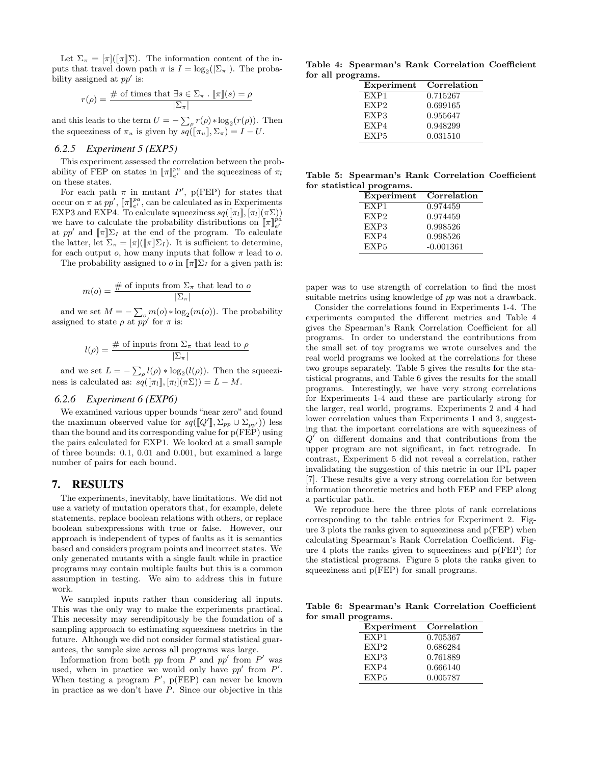Let $\Sigma_\pi = [\pi](\llbracket\pi\rrbracket\Sigma)$. The information content of the inputs that travel down path $\pi$ is $I = \log_2(|\Sigma_\pi|)$. The probability assigned at $pp'$ is:

$$r(\rho) = \frac{\#\text{ of times that } \exists s \in \Sigma_\pi \ . \ \llbracket\pi\rrbracket(s) = \rho}{|\Sigma_\pi|}$$

and this leads to the term $U = -\sum_\rho r(\rho) * \log_2(r(\rho))$. Then the squeeziness of $\pi_u$ is given by $sq(\llbracket\pi_u\rrbracket, \Sigma_\pi) = I - U$.

### 6.2.5 Experiment 5 (EXP5)

This experiment assessed the correlation between the probability of FEP on states in $\llbracket\pi\rrbracket^{pa}_{e'}$ and the squeeziness of $\pi_l$ on these states.

For each path $\pi$ in mutant $P'$, p(FEP) for states that occur on $\pi$ at $pp'$, $\llbracket\pi\rrbracket^{pa}_{e'}$, can be calculated as in Experiments EXP3 and EXP4. To calculate squeeziness $sq(\llbracket\pi_l\rrbracket, [\pi_l](\pi\Sigma))$ we have to calculate the probability distributions on $\llbracket\pi\rrbracket^{pa}_{e'}$ at $pp'$ and $\llbracket\pi\rrbracket\Sigma_I$ at the end of the program. To calculate the latter, let $\Sigma_\pi = [\pi](\llbracket\pi\rrbracket\Sigma_I)$. It is sufficient to determine, for each output $o$, how many inputs that follow $\pi$ lead to $o$.

The probability assigned to $o$ in $\llbracket\pi\rrbracket\Sigma_I$ for a given path is:

$$m(o) = \frac{\#\text{ of inputs from } \Sigma_\pi \text{ that lead to } o}{|\Sigma_\pi|}$$

and we set $M = -\sum_o m(o) * \log_2(m(o))$. The probability assigned to state $\rho$ at $pp'$ for $\pi$ is:

$$l(\rho) = \frac{\#\text{ of inputs from } \Sigma_\pi \text{ that lead to } \rho}{|\Sigma_\pi|}$$

and we set $L = -\sum_\rho l(\rho) * \log_2(l(\rho))$. Then the squeeziness is calculated as: $sq(\llbracket\pi_l\rrbracket, [\pi_l](\pi\Sigma)) = L - M$.

### 6.2.6 Experiment 6 (EXP6)

We examined various upper bounds "near zero" and found the maximum observed value for $sq(\llbracket Q'\rrbracket, \Sigma_{pp} \cup \Sigma_{pp'})$ less than the bound and its corresponding value for p(FEP) using the pairs calculated for EXP1. We looked at a small sample of three bounds: 0.1, 0.01 and 0.001, but examined a large number of pairs for each bound.

## 7. RESULTS

The experiments, inevitably, have limitations. We did not use a variety of mutation operators that, for example, delete statements, replace boolean relations with others, or replace boolean subexpressions with true or false. However, our approach is independent of types of faults as it is semantics based and considers program points and incorrect states. We only generated mutants with a single fault while in practice programs may contain multiple faults but this is a common assumption in testing. We aim to address this in future work.

We sampled inputs rather than considering all inputs. This was the only way to make the experiments practical. This necessity may serendipitously be the foundation of a sampling approach to estimating squeeziness metrics in the future. Although we did not consider formal statistical guarantees, the sample size across all programs was large.

Information from both $pp$ from $P$ and $pp'$ from $P'$ was used, when in practice we would only have $pp'$ from $P'$. When testing a program $P'$, p(FEP) can never be known in practice as we don't have $P$. Since our objective in this paper was to use strength of correlation to find the most suitable metrics using knowledge of $pp$ was not a drawback.

**Table 4: Spearman's Rank Correlation Coefficient for all programs.**

| Experiment | Correlation |
|---|---|
| EXP1 | 0.715267 |
| EXP2 | 0.699165 |
| EXP3 | 0.955647 |
| EXP4 | 0.948299 |
| EXP5 | 0.031510 |

**Table 5: Spearman's Rank Correlation Coefficient for statistical programs.**

| Experiment | Correlation |
|---|---|
| EXP1 | 0.974459 |
| EXP2 | 0.974459 |
| EXP3 | 0.998526 |
| EXP4 | 0.998526 |
| EXP5 | -0.001361 |

Consider the correlations found in Experiments 1-4. The experiments computed the different metrics and Table 4 gives the Spearman's Rank Correlation Coefficient for all programs. In order to understand the contributions from the small set of toy programs we wrote ourselves and the real world programs we looked at the correlations for these two groups separately. Table 5 gives the results for the statistical programs, and Table 6 gives the results for the small programs. Interestingly, we have very strong correlations for Experiments 1-4 and these are particularly strong for the larger, real world, programs. Experiments 2 and 4 had lower correlation values than Experiments 1 and 3, suggesting that the important correlations are with squeeziness of $Q'$ on different domains and that contributions from the upper program are not significant, in fact retrograde. In contrast, Experiment 5 did not reveal a correlation, rather invalidating the suggestion of this metric in our IPL paper [7]. These results give a very strong correlation for between information theoretic metrics and both FEP and FEP along a particular path.

We reproduce here the three plots of rank correlations corresponding to the table entries for Experiment 2. Figure 3 plots the ranks given to squeeziness and p(FEP) when calculating Spearman's Rank Correlation Coefficient. Figure 4 plots the ranks given to squeeziness and p(FEP) for the statistical programs. Figure 5 plots the ranks given to squeeziness and p(FEP) for small programs.

**Table 6: Spearman's Rank Correlation Coefficient for small programs.**

| Experiment | Correlation |
|---|---|
| EXP1 | 0.705367 |
| EXP2 | 0.686284 |
| EXP3 | 0.761889 |
| EXP4 | 0.666140 |
| EXP5 | 0.005787 |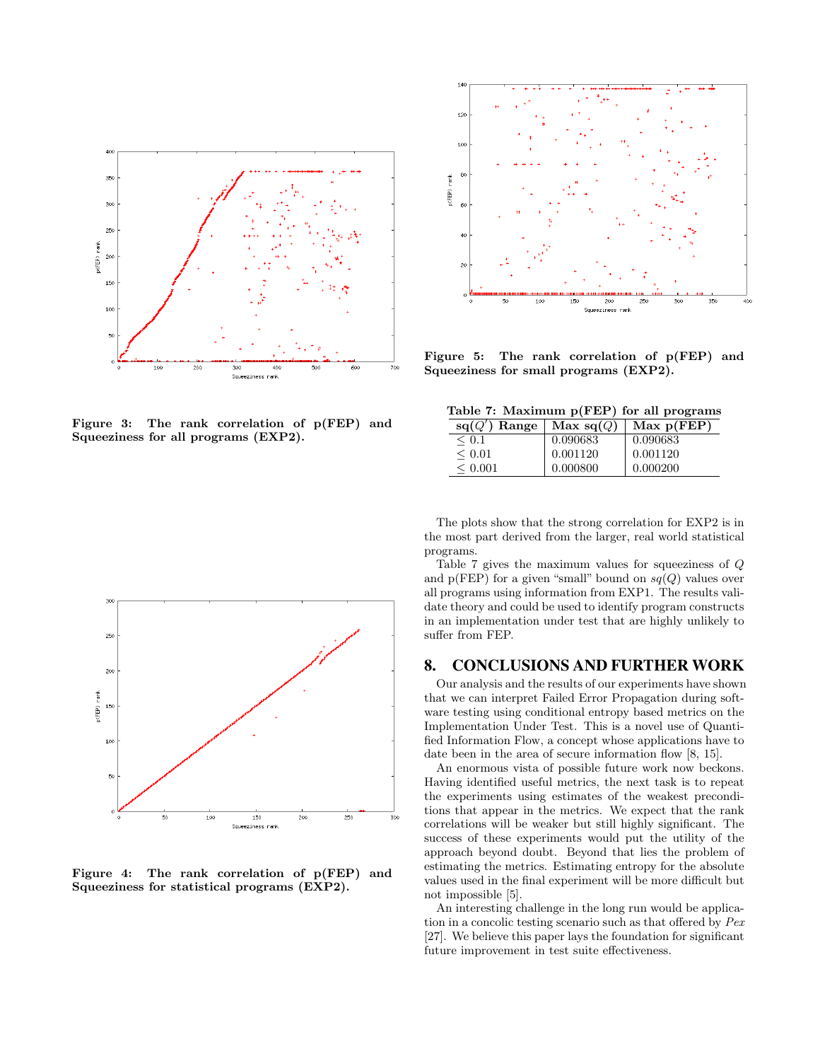Figure 3: The rank correlation of p(FEP) and Squeeziness for all programs (EXP2).

Figure 4: The rank correlation of p(FEP) and Squeeziness for statistical programs (EXP2).

Figure 5: The rank correlation of p(FEP) and Squeeziness for small programs (EXP2).

**Table 7: Maximum p(FEP) for all programs**

| $sq(Q')$ Range | Max $sq(Q)$ | Max p(FEP) |
|---|---|---|
| $\leq 0.1$ | 0.090683 | 0.090683 |
| $\leq 0.01$ | 0.001120 | 0.001120 |
| $\leq 0.001$ | 0.000800 | 0.000200 |

The plots show that the strong correlation for EXP2 is in the most part derived from the larger, real world statistical programs.

Table 7 gives the maximum values for squeeziness of $Q$ and p(FEP) for a given "small" bound on $sq(Q)$ values over all programs using information from EXP1. The results validate theory and could be used to identify program constructs in an implementation under test that are highly unlikely to suffer from FEP.

## 8. CONCLUSIONS AND FURTHER WORK

Our analysis and the results of our experiments have shown that we can interpret Failed Error Propagation during software testing using conditional entropy based metrics on the Implementation Under Test. This is a novel use of Quantified Information Flow, a concept whose applications have to date been in the area of secure information flow [8, 15].

An enormous vista of possible future work now beckons. Having identified useful metrics, the next task is to repeat the experiments using estimates of the weakest preconditions that appear in the metrics. We expect that the rank correlations will be weaker but still highly significant. The success of these experiments would put the utility of the approach beyond doubt. Beyond that lies the problem of estimating the metrics. Estimating entropy for the absolute values used in the final experiment will be more difficult but not impossible [5].

An interesting challenge in the long run would be application in a concolic testing scenario such as that offered by *Pex* [27]. We believe this paper lays the foundation for significant future improvement in test suite effectiveness.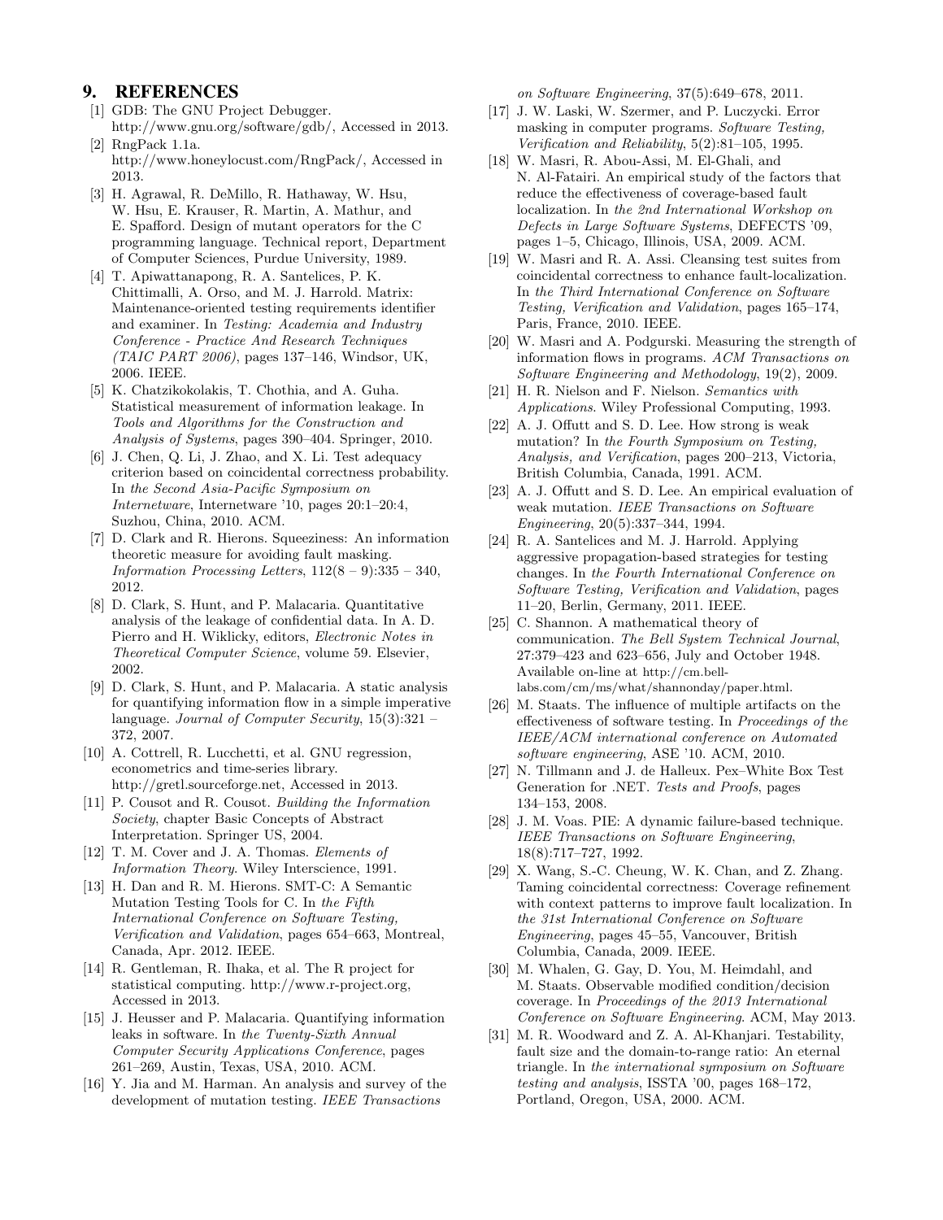## 9. REFERENCES

[1] GDB: The GNU Project Debugger. http://www.gnu.org/software/gdb/, Accessed in 2013.

[2] RngPack 1.1a. http://www.honeylocust.com/RngPack/, Accessed in 2013.

[3] H. Agrawal, R. DeMillo, R. Hathaway, W. Hsu, W. Hsu, E. Krauser, R. Martin, A. Mathur, and E. Spafford. Design of mutant operators for the C programming language. Technical report, Department of Computer Sciences, Purdue University, 1989.

[4] T. Apiwattanapong, R. A. Santelices, P. K. Chittimalli, A. Orso, and M. J. Harrold. Matrix: Maintenance-oriented testing requirements identifier and examiner. In *Testing: Academia and Industry Conference - Practice And Research Techniques (TAIC PART 2006)*, pages 137–146, Windsor, UK, 2006. IEEE.

[5] K. Chatzikokolakis, T. Chothia, and A. Guha. Statistical measurement of information leakage. In *Tools and Algorithms for the Construction and Analysis of Systems*, pages 390–404. Springer, 2010.

[6] J. Chen, Q. Li, J. Zhao, and X. Li. Test adequacy criterion based on coincidental correctness probability. In *the Second Asia-Pacific Symposium on Internetware*, Internetware '10, pages 20:1–20:4, Suzhou, China, 2010. ACM.

[7] D. Clark and R. Hierons. Squeeziness: An information theoretic measure for avoiding fault masking. *Information Processing Letters*, 112(8 – 9):335 – 340, 2012.

[8] D. Clark, S. Hunt, and P. Malacaria. Quantitative analysis of the leakage of confidential data. In A. D. Pierro and H. Wiklicky, editors, *Electronic Notes in Theoretical Computer Science*, volume 59. Elsevier, 2002.

[9] D. Clark, S. Hunt, and P. Malacaria. A static analysis for quantifying information flow in a simple imperative language. *Journal of Computer Security*, 15(3):321 – 372, 2007.

[10] A. Cottrell, R. Lucchetti, et al. GNU regression, econometrics and time-series library. http://gretl.sourceforge.net, Accessed in 2013.

[11] P. Cousot and R. Cousot. *Building the Information Society*, chapter Basic Concepts of Abstract Interpretation. Springer US, 2004.

[12] T. M. Cover and J. A. Thomas. *Elements of Information Theory*. Wiley Interscience, 1991.

[13] H. Dan and R. M. Hierons. SMT-C: A Semantic Mutation Testing Tools for C. In *the Fifth International Conference on Software Testing, Verification and Validation*, pages 654–663, Montreal, Canada, Apr. 2012. IEEE.

[14] R. Gentleman, R. Ihaka, et al. The R project for statistical computing. http://www.r-project.org, Accessed in 2013.

[15] J. Heusser and P. Malacaria. Quantifying information leaks in software. In *the Twenty-Sixth Annual Computer Security Applications Conference*, pages 261–269, Austin, Texas, USA, 2010. ACM.

[16] Y. Jia and M. Harman. An analysis and survey of the development of mutation testing. *IEEE Transactions on Software Engineering*, 37(5):649–678, 2011.

[17] J. W. Laski, W. Szermer, and P. Luczycki. Error masking in computer programs. *Software Testing, Verification and Reliability*, 5(2):81–105, 1995.

[18] W. Masri, R. Abou-Assi, M. El-Ghali, and N. Al-Fatairi. An empirical study of the factors that reduce the effectiveness of coverage-based fault localization. In *the 2nd International Workshop on Defects in Large Software Systems*, DEFECTS '09, pages 1–5, Chicago, Illinois, USA, 2009. ACM.

[19] W. Masri and R. A. Assi. Cleansing test suites from coincidental correctness to enhance fault-localization. In *the Third International Conference on Software Testing, Verification and Validation*, pages 165–174, Paris, France, 2010. IEEE.

[20] W. Masri and A. Podgurski. Measuring the strength of information flows in programs. *ACM Transactions on Software Engineering and Methodology*, 19(2), 2009.

[21] H. R. Nielson and F. Nielson. *Semantics with Applications*. Wiley Professional Computing, 1993.

[22] A. J. Offutt and S. D. Lee. How strong is weak mutation? In *the Fourth Symposium on Testing, Analysis, and Verification*, pages 200–213, Victoria, British Columbia, Canada, 1991. ACM.

[23] A. J. Offutt and S. D. Lee. An empirical evaluation of weak mutation. *IEEE Transactions on Software Engineering*, 20(5):337–344, 1994.

[24] R. A. Santelices and M. J. Harrold. Applying aggressive propagation-based strategies for testing changes. In *the Fourth International Conference on Software Testing, Verification and Validation*, pages 11–20, Berlin, Germany, 2011. IEEE.

[25] C. Shannon. A mathematical theory of communication. *The Bell System Technical Journal*, 27:379–423 and 623–656, July and October 1948. Available on-line at http://cm.bell-labs.com/cm/ms/what/shannonday/paper.html.

[26] M. Staats. The influence of multiple artifacts on the effectiveness of software testing. In *Proceedings of the IEEE/ACM international conference on Automated software engineering*, ASE '10. ACM, 2010.

[27] N. Tillmann and J. de Halleux. Pex–White Box Test Generation for .NET. *Tests and Proofs*, pages 134–153, 2008.

[28] J. M. Voas. PIE: A dynamic failure-based technique. *IEEE Transactions on Software Engineering*, 18(8):717–727, 1992.

[29] X. Wang, S.-C. Cheung, W. K. Chan, and Z. Zhang. Taming coincidental correctness: Coverage refinement with context patterns to improve fault localization. In *the 31st International Conference on Software Engineering*, pages 45–55, Vancouver, British Columbia, Canada, 2009. IEEE.

[30] M. Whalen, G. Gay, D. You, M. Heimdahl, and M. Staats. Observable modified condition/decision coverage. In *Proceedings of the 2013 International Conference on Software Engineering*. ACM, May 2013.

[31] M. R. Woodward and Z. A. Al-Khanjari. Testability, fault size and the domain-to-range ratio: An eternal triangle. In *the international symposium on Software testing and analysis*, ISSTA '00, pages 168–172, Portland, Oregon, USA, 2000. ACM.